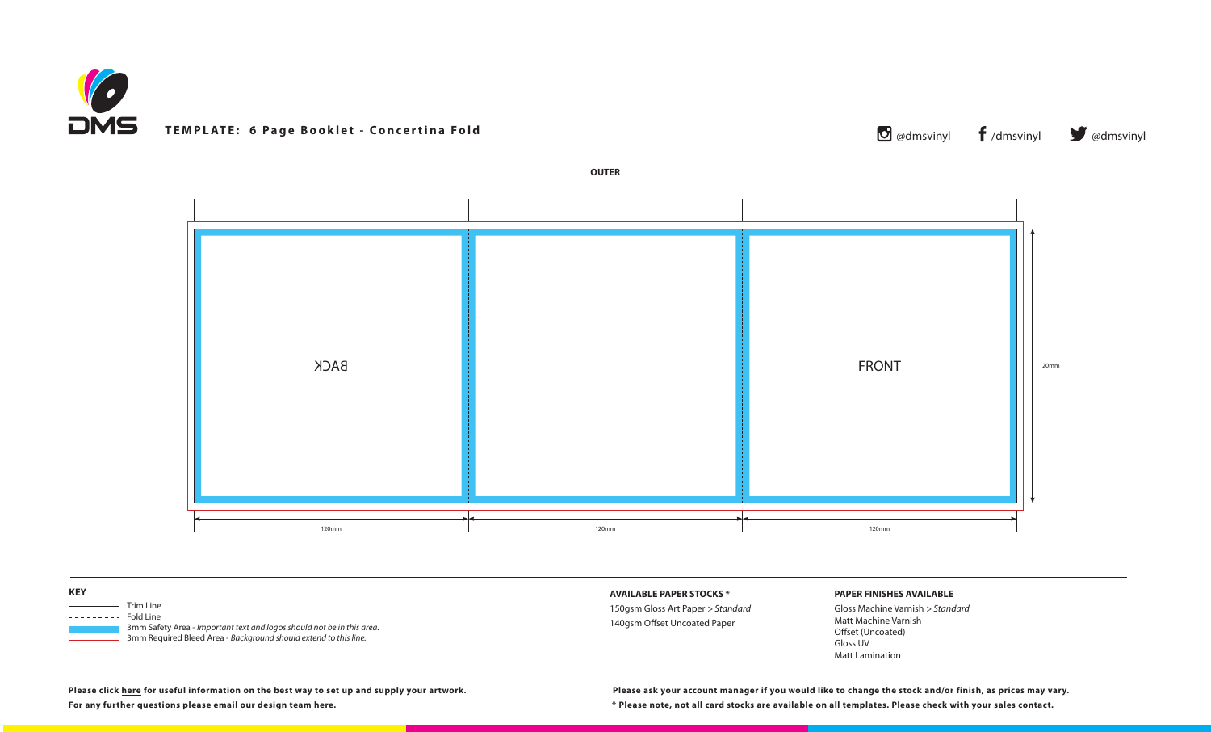# TEMPLATE: 6 Page Booklet - Concertina Fold

@dmsvinyl /dmsvinyl @dmsvinyl

**OUTER**

BACK (mirrored)

FRONT

120mm

120mm

120mm

120mm

**KEY**

- Trim Line
- Fold Line
- 3mm Safety Area - *Important text and logos should not be in this area.*
- 3mm Required Bleed Area - *Background should extend to this line.*

**AVAILABLE PAPER STOCKS \***

150gsm Gloss Art Paper > *Standard*
140gsm Offset Uncoated Paper

**PAPER FINISHES AVAILABLE**

Gloss Machine Varnish > *Standard*
Matt Machine Varnish
Offset (Uncoated)
Gloss UV
Matt Lamination

**Please click here for useful information on the best way to set up and supply your artwork.**
**For any further questions please email our design team here.**

**Please ask your account manager if you would like to change the stock and/or finish, as prices may vary.**
**\* Please note, not all card stocks are available on all templates. Please check with your sales contact.**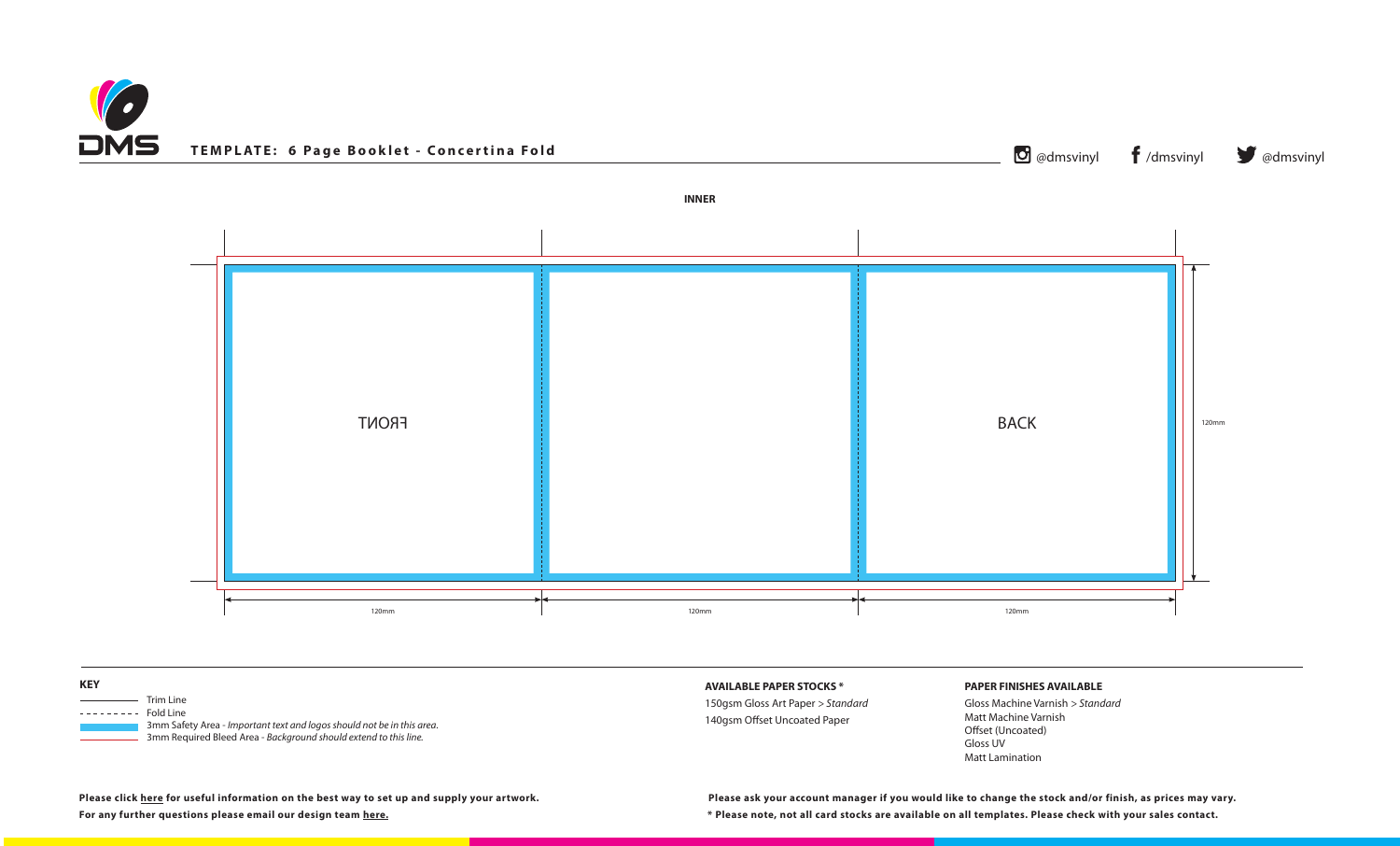DMS

## TEMPLATE: 6 Page Booklet - Concertina Fold

@dmsvinyl /dmsvinyl @dmsvinyl

**INNER**

FRONT

BACK

120mm

120mm

120mm

120mm

**KEY**

- Trim Line
- Fold Line
- 3mm Safety Area - *Important text and logos should not be in this area.*
- 3mm Required Bleed Area - *Background should extend to this line.*

**AVAILABLE PAPER STOCKS ***

150gsm Gloss Art Paper > *Standard*
140gsm Offset Uncoated Paper

**PAPER FINISHES AVAILABLE**

Gloss Machine Varnish > *Standard*
Matt Machine Varnish
Offset (Uncoated)
Gloss UV
Matt Lamination

**Please click here for useful information on the best way to set up and supply your artwork.**
**For any further questions please email our design team here.**

**Please ask your account manager if you would like to change the stock and/or finish, as prices may vary.**
*** Please note, not all card stocks are available on all templates. Please check with your sales contact.**